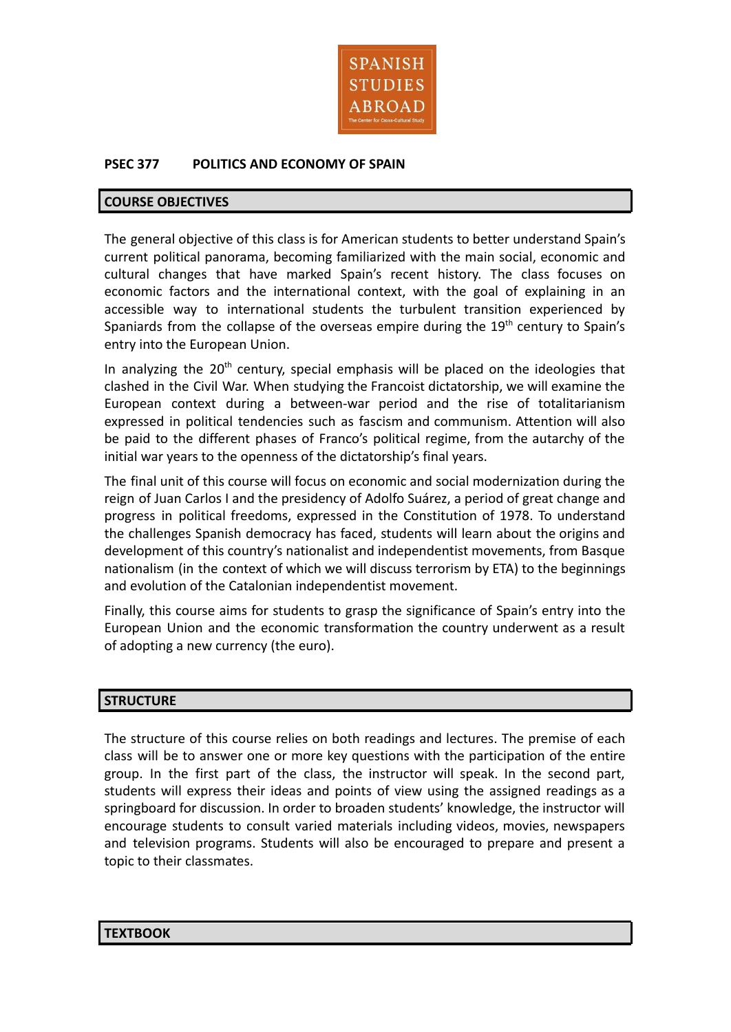SPANISH STUDIES ABROAD

The Center for Cross-Cultural Study

**PSEC 377 POLITICS AND ECONOMY OF SPAIN**

## COURSE OBJECTIVES

The general objective of this class is for American students to better understand Spain's current political panorama, becoming familiarized with the main social, economic and cultural changes that have marked Spain's recent history. The class focuses on economic factors and the international context, with the goal of explaining in an accessible way to international students the turbulent transition experienced by Spaniards from the collapse of the overseas empire during the 19th century to Spain's entry into the European Union.

In analyzing the 20th century, special emphasis will be placed on the ideologies that clashed in the Civil War. When studying the Francoist dictatorship, we will examine the European context during a between-war period and the rise of totalitarianism expressed in political tendencies such as fascism and communism. Attention will also be paid to the different phases of Franco's political regime, from the autarchy of the initial war years to the openness of the dictatorship's final years.

The final unit of this course will focus on economic and social modernization during the reign of Juan Carlos I and the presidency of Adolfo Suárez, a period of great change and progress in political freedoms, expressed in the Constitution of 1978. To understand the challenges Spanish democracy has faced, students will learn about the origins and development of this country's nationalist and independentist movements, from Basque nationalism (in the context of which we will discuss terrorism by ETA) to the beginnings and evolution of the Catalonian independentist movement.

Finally, this course aims for students to grasp the significance of Spain's entry into the European Union and the economic transformation the country underwent as a result of adopting a new currency (the euro).

## STRUCTURE

The structure of this course relies on both readings and lectures. The premise of each class will be to answer one or more key questions with the participation of the entire group. In the first part of the class, the instructor will speak. In the second part, students will express their ideas and points of view using the assigned readings as a springboard for discussion. In order to broaden students' knowledge, the instructor will encourage students to consult varied materials including videos, movies, newspapers and television programs. Students will also be encouraged to prepare and present a topic to their classmates.

## TEXTBOOK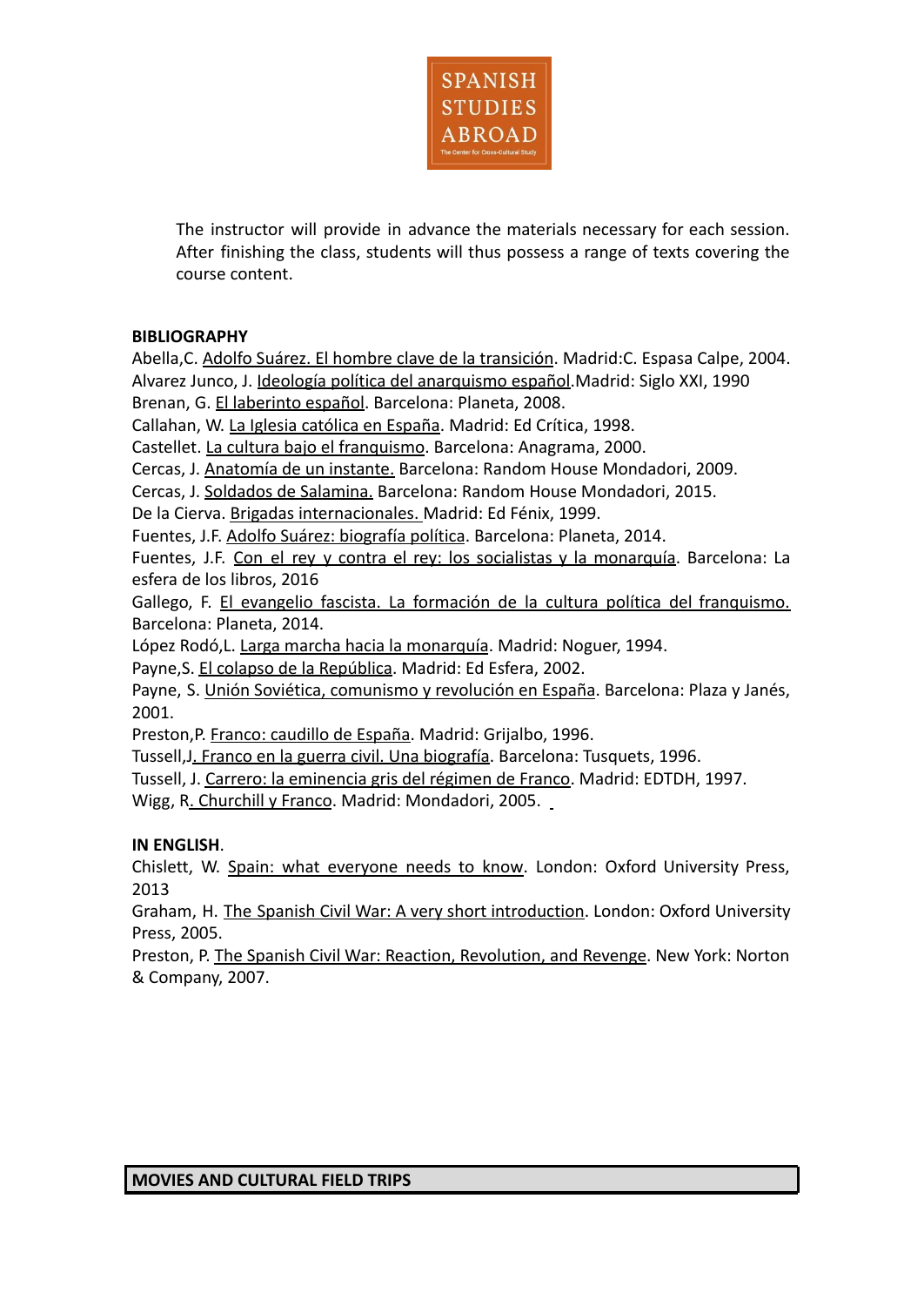The instructor will provide in advance the materials necessary for each session. After finishing the class, students will thus possess a range of texts covering the course content.

**BIBLIOGRAPHY**

Abella,C. Adolfo Suárez. El hombre clave de la transición. Madrid:C. Espasa Calpe, 2004.
Alvarez Junco, J. Ideología política del anarquismo español.Madrid: Siglo XXI, 1990
Brenan, G. El laberinto español. Barcelona: Planeta, 2008.
Callahan, W. La Iglesia católica en España. Madrid: Ed Crítica, 1998.
Castellet. La cultura bajo el franquismo. Barcelona: Anagrama, 2000.
Cercas, J. Anatomía de un instante. Barcelona: Random House Mondadori, 2009.
Cercas, J. Soldados de Salamina. Barcelona: Random House Mondadori, 2015.
De la Cierva. Brigadas internacionales. Madrid: Ed Fénix, 1999.
Fuentes, J.F. Adolfo Suárez: biografía política. Barcelona: Planeta, 2014.
Fuentes, J.F. Con el rey y contra el rey: los socialistas y la monarquía. Barcelona: La esfera de los libros, 2016
Gallego, F. El evangelio fascista. La formación de la cultura política del franquismo. Barcelona: Planeta, 2014.
López Rodó,L. Larga marcha hacia la monarquía. Madrid: Noguer, 1994.
Payne,S. El colapso de la República. Madrid: Ed Esfera, 2002.
Payne, S. Unión Soviética, comunismo y revolución en España. Barcelona: Plaza y Janés, 2001.
Preston,P. Franco: caudillo de España. Madrid: Grijalbo, 1996.
Tussell,J. Franco en la guerra civil. Una biografía. Barcelona: Tusquets, 1996.
Tussell, J. Carrero: la eminencia gris del régimen de Franco. Madrid: EDTDH, 1997.
Wigg, R. Churchill y Franco. Madrid: Mondadori, 2005.

**IN ENGLISH**.

Chislett, W. Spain: what everyone needs to know. London: Oxford University Press, 2013
Graham, H. The Spanish Civil War: A very short introduction. London: Oxford University Press, 2005.
Preston, P. The Spanish Civil War: Reaction, Revolution, and Revenge. New York: Norton & Company, 2007.

**MOVIES AND CULTURAL FIELD TRIPS**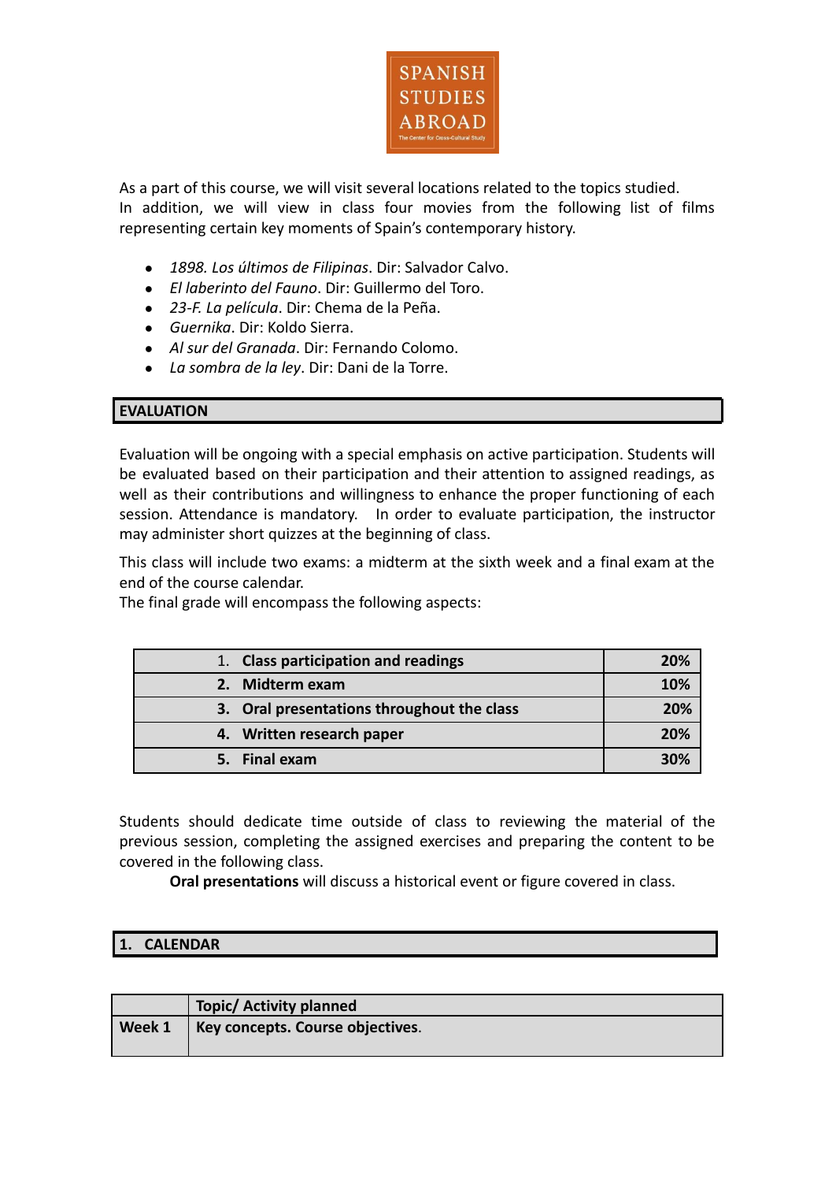As a part of this course, we will visit several locations related to the topics studied.
In addition, we will view in class four movies from the following list of films representing certain key moments of Spain's contemporary history.

- *1898. Los últimos de Filipinas*. Dir: Salvador Calvo.
- *El laberinto del Fauno*. Dir: Guillermo del Toro.
- *23-F. La película*. Dir: Chema de la Peña.
- *Guernika*. Dir: Koldo Sierra.
- *Al sur del Granada*. Dir: Fernando Colomo.
- *La sombra de la ley*. Dir: Dani de la Torre.

## EVALUATION

Evaluation will be ongoing with a special emphasis on active participation. Students will be evaluated based on their participation and their attention to assigned readings, as well as their contributions and willingness to enhance the proper functioning of each session. Attendance is mandatory. In order to evaluate participation, the instructor may administer short quizzes at the beginning of class.

This class will include two exams: a midterm at the sixth week and a final exam at the end of the course calendar.
The final grade will encompass the following aspects:

| | |
|---|---|
| 1. **Class participation and readings** | **20%** |
| 2. **Midterm exam** | **10%** |
| 3. **Oral presentations throughout the class** | **20%** |
| 4. **Written research paper** | **20%** |
| 5. **Final exam** | **30%** |

Students should dedicate time outside of class to reviewing the material of the previous session, completing the assigned exercises and preparing the content to be covered in the following class.

**Oral presentations** will discuss a historical event or figure covered in class.

## 1. CALENDAR

| | **Topic/ Activity planned** |
|---|---|
| **Week 1** | **Key concepts. Course objectives**. |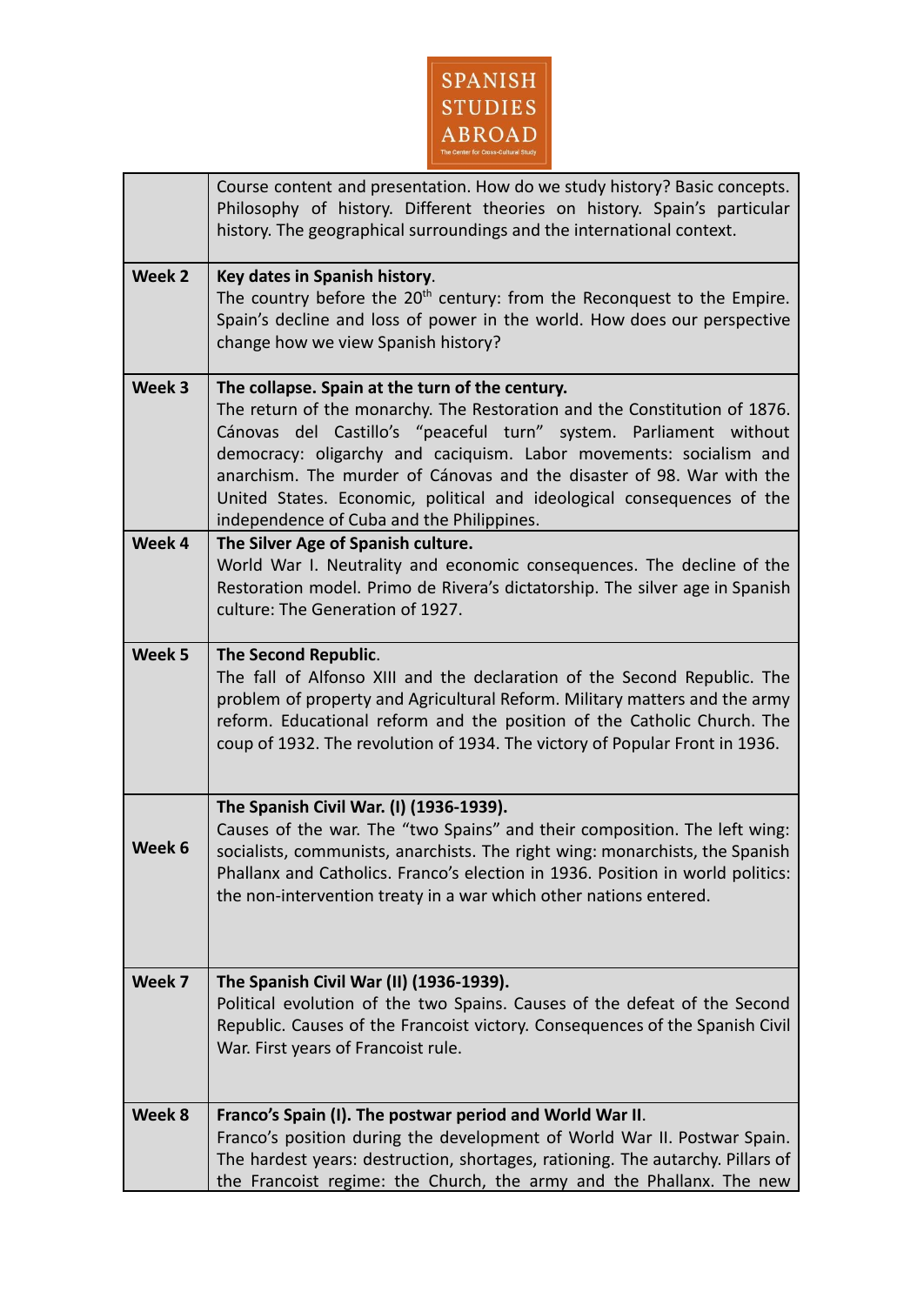| | |
|---|---|
| | Course content and presentation. How do we study history? Basic concepts. Philosophy of history. Different theories on history. Spain's particular history. The geographical surroundings and the international context. |
| **Week 2** | **Key dates in Spanish history**. The country before the 20th century: from the Reconquest to the Empire. Spain's decline and loss of power in the world. How does our perspective change how we view Spanish history? |
| **Week 3** | **The collapse. Spain at the turn of the century.** The return of the monarchy. The Restoration and the Constitution of 1876. Cánovas del Castillo's "peaceful turn" system. Parliament without democracy: oligarchy and caciquism. Labor movements: socialism and anarchism. The murder of Cánovas and the disaster of 98. War with the United States. Economic, political and ideological consequences of the independence of Cuba and the Philippines. |
| **Week 4** | **The Silver Age of Spanish culture.** World War I. Neutrality and economic consequences. The decline of the Restoration model. Primo de Rivera's dictatorship. The silver age in Spanish culture: The Generation of 1927. |
| **Week 5** | **The Second Republic**. The fall of Alfonso XIII and the declaration of the Second Republic. The problem of property and Agricultural Reform. Military matters and the army reform. Educational reform and the position of the Catholic Church. The coup of 1932. The revolution of 1934. The victory of Popular Front in 1936. |
| **Week 6** | **The Spanish Civil War. (I) (1936-1939).** Causes of the war. The "two Spains" and their composition. The left wing: socialists, communists, anarchists. The right wing: monarchists, the Spanish Phallanx and Catholics. Franco's election in 1936. Position in world politics: the non-intervention treaty in a war which other nations entered. |
| **Week 7** | **The Spanish Civil War (II) (1936-1939).** Political evolution of the two Spains. Causes of the defeat of the Second Republic. Causes of the Francoist victory. Consequences of the Spanish Civil War. First years of Francoist rule. |
| **Week 8** | **Franco's Spain (I). The postwar period and World War II**. Franco's position during the development of World War II. Postwar Spain. The hardest years: destruction, shortages, rationing. The autarchy. Pillars of the Francoist regime: the Church, the army and the Phallanx. The new |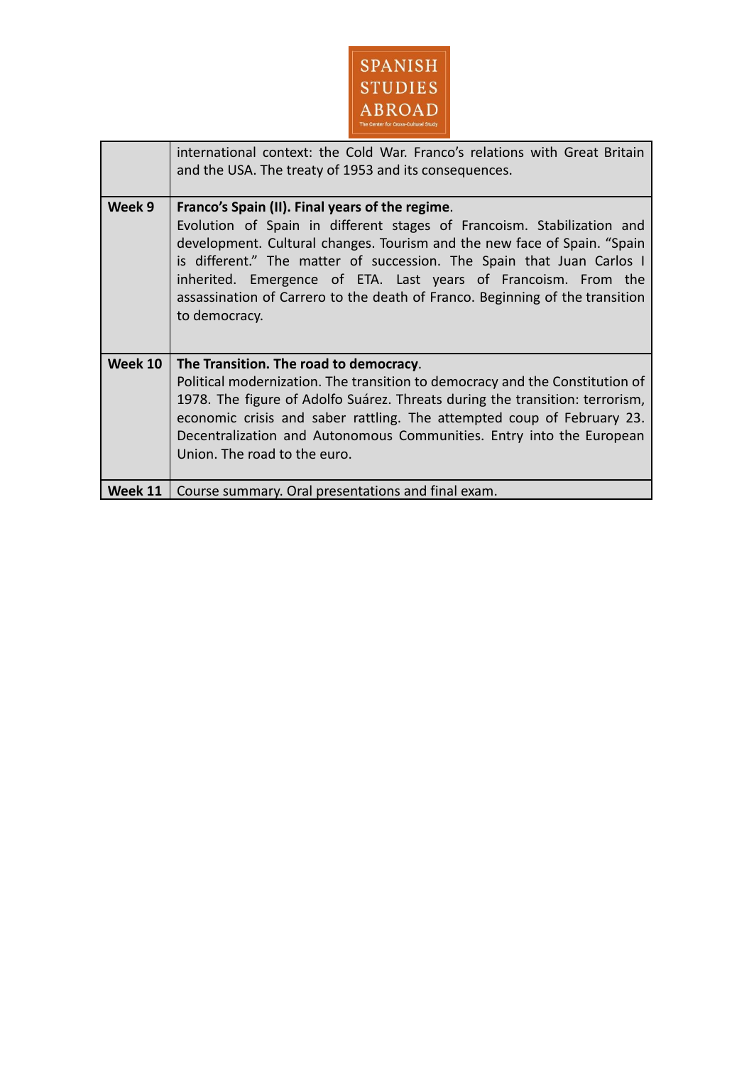| | |
|---|---|
| | international context: the Cold War. Franco's relations with Great Britain and the USA. The treaty of 1953 and its consequences. |
| **Week 9** | **Franco's Spain (II). Final years of the regime**.<br>Evolution of Spain in different stages of Francoism. Stabilization and development. Cultural changes. Tourism and the new face of Spain. "Spain is different." The matter of succession. The Spain that Juan Carlos I inherited. Emergence of ETA. Last years of Francoism. From the assassination of Carrero to the death of Franco. Beginning of the transition to democracy. |
| **Week 10** | **The Transition. The road to democracy**.<br>Political modernization. The transition to democracy and the Constitution of 1978. The figure of Adolfo Suárez. Threats during the transition: terrorism, economic crisis and saber rattling. The attempted coup of February 23. Decentralization and Autonomous Communities. Entry into the European Union. The road to the euro. |
| **Week 11** | Course summary. Oral presentations and final exam. |